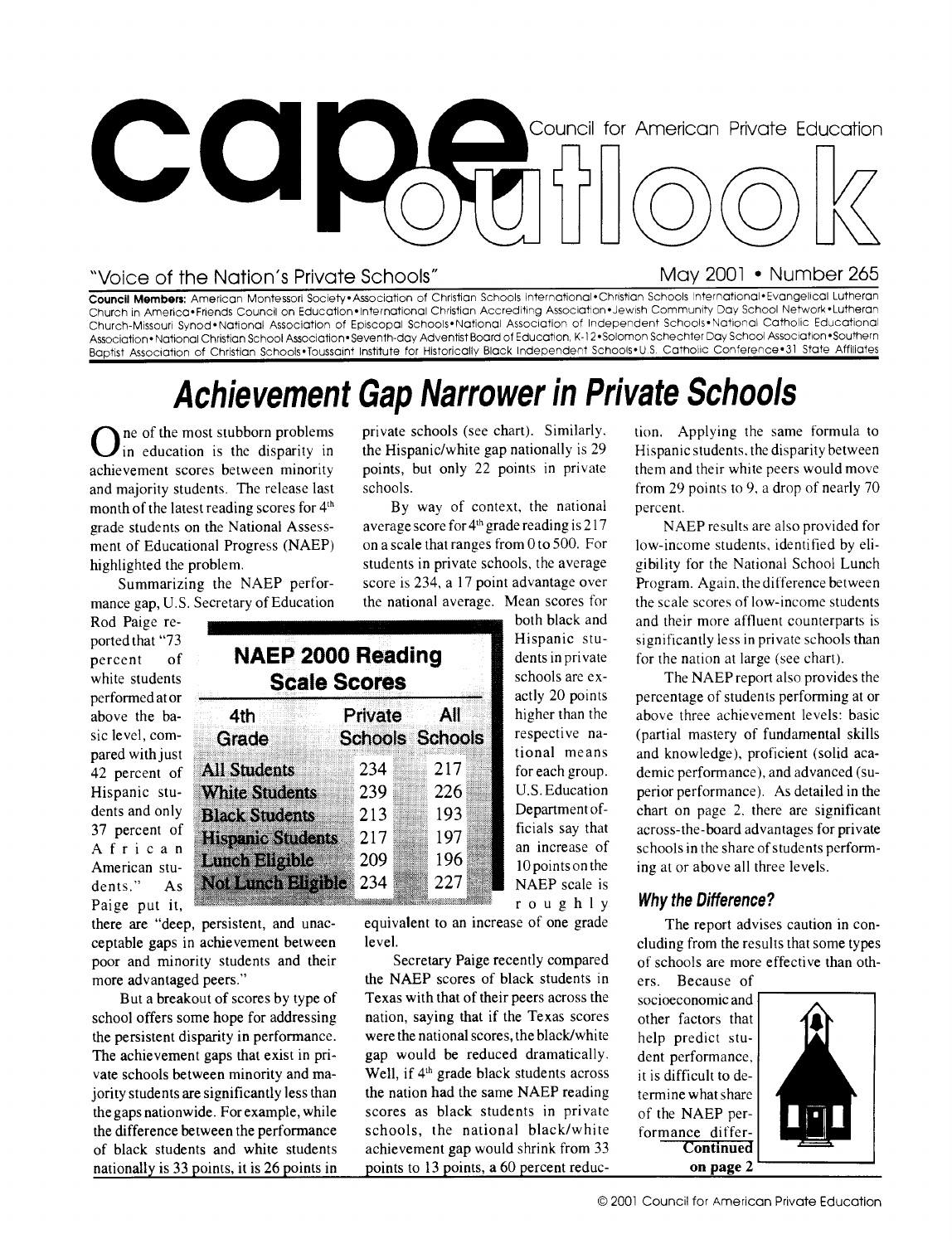# cape outlook

Council for American Private Education

"Voice of the Nation's Private Schools"

May 2001 • Number 265

**Council Members:** American Montessori Society • Association of Christian Schools International • Christian Schools International • Evangelical Lutheran Church in America • Friends Council on Education • International Christian Accrediting Association • Jewish Community Day School Network • Lutheran Church-Missouri Synod • National Association of Episcopal Schools • National Association of Independent Schools • National Catholic Educational Association • National Christian School Association • Seventh-day Adventist Board of Education, K-12 • Solomon Schechter Day School Association • Southern Baptist Association of Christian Schools • Toussaint Institute for Historically Black Independent Schools • U.S. Catholic Conference • 31 State Affiliates

## *Achievement Gap Narrower in Private Schools*

One of the most stubborn problems in education is the disparity in achievement scores between minority and majority students. The release last month of the latest reading scores for 4th grade students on the National Assessment of Educational Progress (NAEP) highlighted the problem.

Summarizing the NAEP performance gap, U.S. Secretary of Education Rod Paige reported that "73 percent of white students performed at or above the basic level, compared with just 42 percent of Hispanic students and only 37 percent of African American students." As Paige put it, there are "deep, persistent, and unacceptable gaps in achievement between poor and minority students and their more advantaged peers."

But a breakout of scores by type of school offers some hope for addressing the persistent disparity in performance. The achievement gaps that exist in private schools between minority and majority students are significantly less than the gaps nationwide. For example, while the difference between the performance of black students and white students nationally is 33 points, it is 26 points in private schools (see chart). Similarly, the Hispanic/white gap nationally is 29 points, but only 22 points in private schools.

By way of context, the national average score for 4th grade reading is 217 on a scale that ranges from 0 to 500. For students in private schools, the average score is 234, a 17 point advantage over the national average. Mean scores for both black and Hispanic students in private schools are exactly 20 points higher than the respective national means for each group. U.S. Education Department officials say that an increase of 10 points on the NAEP scale is roughly equivalent to an increase of one grade level.

**NAEP 2000 Reading Scale Scores**

| 4th Grade | Private Schools | All Schools |
|---|---|---|
| All Students | 234 | 217 |
| White Students | 239 | 226 |
| Black Students | 213 | 193 |
| Hispanic Students | 217 | 197 |
| Lunch Eligible | 209 | 196 |
| Not Lunch Eligible | 234 | 227 |

Secretary Paige recently compared the NAEP scores of black students in Texas with that of their peers across the nation, saying that if the Texas scores were the national scores, the black/white gap would be reduced dramatically. Well, if 4th grade black students across the nation had the same NAEP reading scores as black students in private schools, the national black/white achievement gap would shrink from 33 points to 13 points, a 60 percent reduction. Applying the same formula to Hispanic students, the disparity between them and their white peers would move from 29 points to 9, a drop of nearly 70 percent.

NAEP results are also provided for low-income students, identified by eligibility for the National School Lunch Program. Again, the difference between the scale scores of low-income students and their more affluent counterparts is significantly less in private schools than for the nation at large (see chart).

The NAEP report also provides the percentage of students performing at or above three achievement levels: basic (partial mastery of fundamental skills and knowledge), proficient (solid academic performance), and advanced (superior performance). As detailed in the chart on page 2, there are significant across-the-board advantages for private schools in the share of students performing at or above all three levels.

### *Why the Difference?*

The report advises caution in concluding from the results that some types of schools are more effective than others. Because of socioeconomic and other factors that help predict student performance, it is difficult to determine what share of the NAEP performance differ-

**Continued on page 2**

© 2001 Council for American Private Education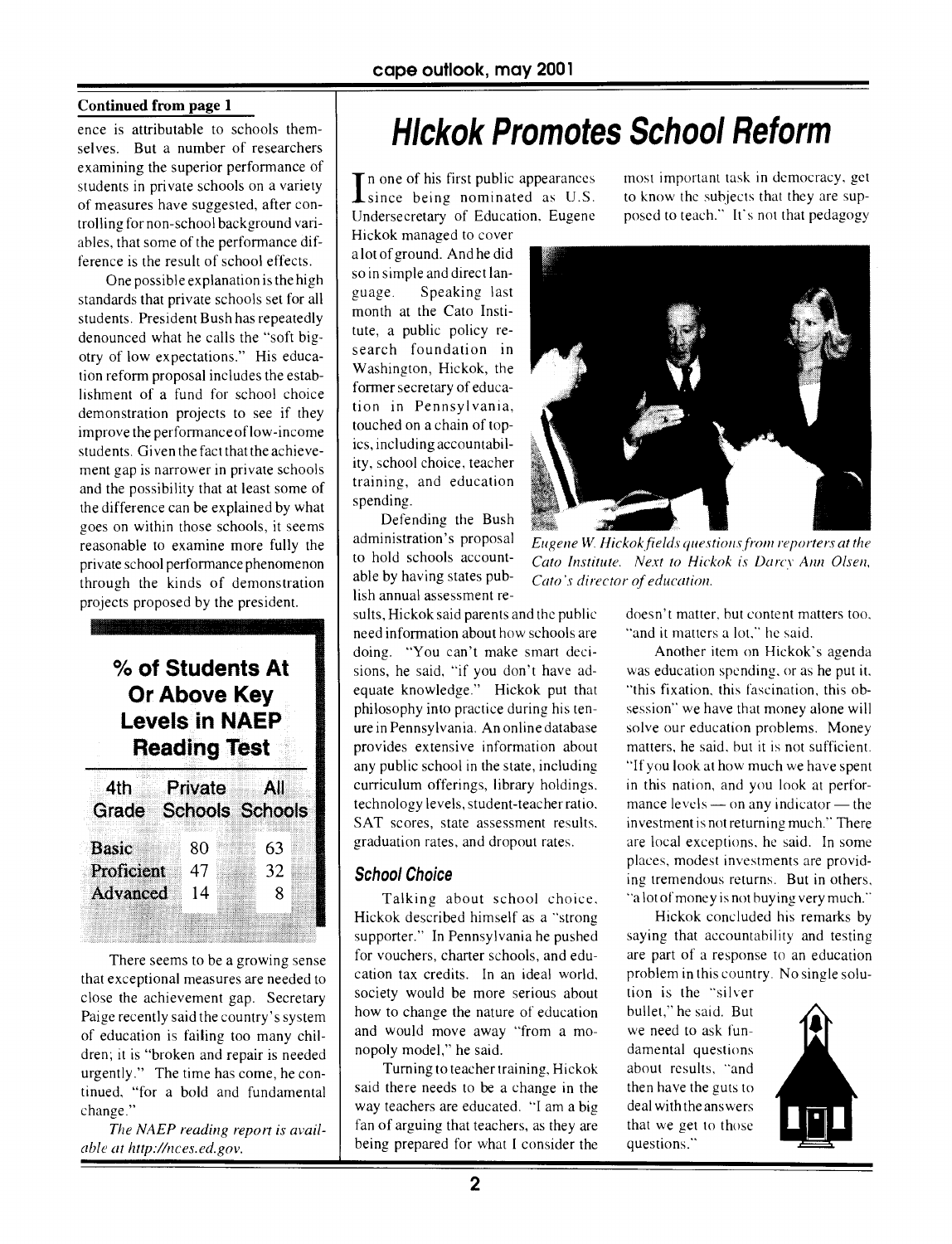**Continued from page 1**

ence is attributable to schools themselves. But a number of researchers examining the superior performance of students in private schools on a variety of measures have suggested, after controlling for non-school background variables, that some of the performance difference is the result of school effects.

One possible explanation is the high standards that private schools set for all students. President Bush has repeatedly denounced what he calls the "soft bigotry of low expectations." His education reform proposal includes the establishment of a fund for school choice demonstration projects to see if they improve the performance of low-income students. Given the fact that the achievement gap is narrower in private schools and the possibility that at least some of the difference can be explained by what goes on within those schools, it seems reasonable to examine more fully the private school performance phenomenon through the kinds of demonstration projects proposed by the president.

**% of Students At Or Above Key Levels in NAEP Reading Test**

| 4th Grade | Private Schools | All Schools |
|---|---|---|
| Basic | 80 | 63 |
| Proficient | 47 | 32 |
| Advanced | 14 | 8 |

There seems to be a growing sense that exceptional measures are needed to close the achievement gap. Secretary Paige recently said the country's system of education is failing too many children; it is "broken and repair is needed urgently." The time has come, he continued, "for a bold and fundamental change."

*The NAEP reading report is available at http://nces.ed.gov.*

# Hickok Promotes School Reform

In one of his first public appearances since being nominated as U.S. Undersecretary of Education, Eugene Hickok managed to cover a lot of ground. And he did so in simple and direct language. Speaking last month at the Cato Institute, a public policy research foundation in Washington, Hickok, the former secretary of education in Pennsylvania, touched on a chain of topics, including accountability, school choice, teacher training, and education spending.

*Eugene W. Hickok fields questions from reporters at the Cato Institute. Next to Hickok is Darcy Ann Olsen, Cato's director of education.*

Defending the Bush administration's proposal to hold schools accountable by having states publish annual assessment results, Hickok said parents and the public need information about how schools are doing. "You can't make smart decisions, he said, "if you don't have adequate knowledge." Hickok put that philosophy into practice during his tenure in Pennsylvania. An online database provides extensive information about any public school in the state, including curriculum offerings, library holdings, technology levels, student-teacher ratio, SAT scores, state assessment results, graduation rates, and dropout rates.

### School Choice

Talking about school choice, Hickok described himself as a "strong supporter." In Pennsylvania he pushed for vouchers, charter schools, and education tax credits. In an ideal world, society would be more serious about how to change the nature of education and would move away "from a monopoly model," he said.

Turning to teacher training, Hickok said there needs to be a change in the way teachers are educated. "I am a big fan of arguing that teachers, as they are being prepared for what I consider the most important task in democracy, get to know the subjects that they are supposed to teach." It's not that pedagogy doesn't matter, but content matters too, "and it matters a lot," he said.

Another item on Hickok's agenda was education spending, or as he put it, "this fixation, this fascination, this obsession" we have that money alone will solve our education problems. Money matters, he said, but it is not sufficient. "If you look at how much we have spent in this nation, and you look at performance levels — on any indicator — the investment is not returning much." There are local exceptions, he said. In some places, modest investments are providing tremendous returns. But in others, "a lot of money is not buying very much."

Hickok concluded his remarks by saying that accountability and testing are part of a response to an education problem in this country. No single solution is the "silver bullet," he said. But we need to ask fundamental questions about results, "and then have the guts to deal with the answers that we get to those questions."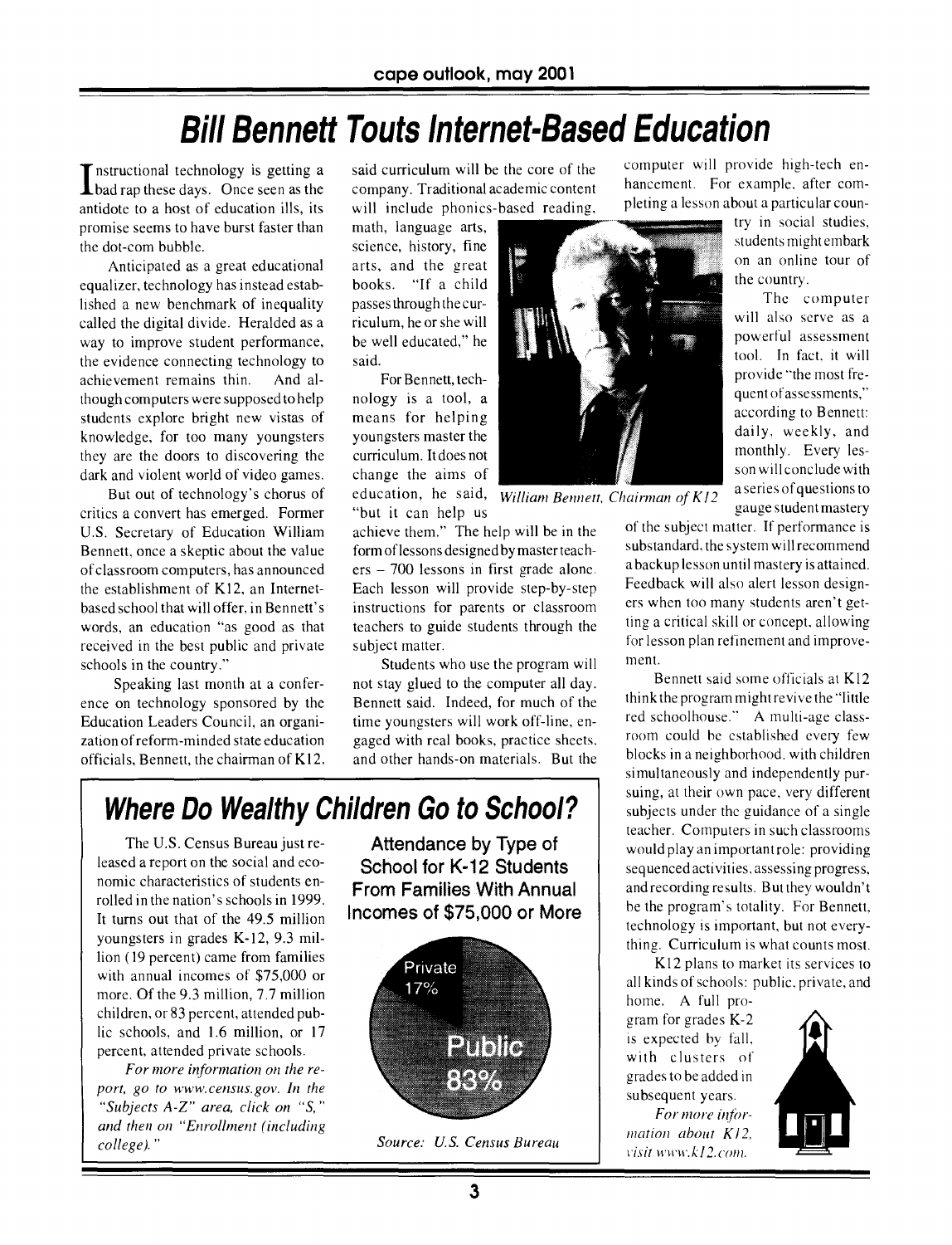# Bill Bennett Touts Internet-Based Education

Instructional technology is getting a bad rap these days. Once seen as the antidote to a host of education ills, its promise seems to have burst faster than the dot-com bubble.

Anticipated as a great educational equalizer, technology has instead established a new benchmark of inequality called the digital divide. Heralded as a way to improve student performance, the evidence connecting technology to achievement remains thin. And although computers were supposed to help students explore bright new vistas of knowledge, for too many youngsters they are the doors to discovering the dark and violent world of video games.

But out of technology's chorus of critics a convert has emerged. Former U.S. Secretary of Education William Bennett, once a skeptic about the value of classroom computers, has announced the establishment of K12, an Internet-based school that will offer, in Bennett's words, an education "as good as that received in the best public and private schools in the country."

Speaking last month at a conference on technology sponsored by the Education Leaders Council, an organization of reform-minded state education officials, Bennett, the chairman of K12, said curriculum will be the core of the company. Traditional academic content will include phonics-based reading, math, language arts, science, history, fine arts, and the great books. "If a child passes through the curriculum, he or she will be well educated," he said.

For Bennett, technology is a tool, a means for helping youngsters master the curriculum. It does not change the aims of education, he said, "but it can help us achieve them." The help will be in the form of lessons designed by master teachers – 700 lessons in first grade alone. Each lesson will provide step-by-step instructions for parents or classroom teachers to guide students through the subject matter.

*William Bennett, Chairman of K12*

Students who use the program will not stay glued to the computer all day, Bennett said. Indeed, for much of the time youngsters will work off-line, engaged with real books, practice sheets, and other hands-on materials. But the computer will provide high-tech enhancement. For example, after completing a lesson about a particular country in social studies, students might embark on an online tour of the country.

The computer will also serve as a powerful assessment tool. In fact, it will provide "the most frequent of assessments," according to Bennett: daily, weekly, and monthly. Every lesson will conclude with a series of questions to gauge student mastery of the subject matter. If performance is substandard, the system will recommend a backup lesson until mastery is attained. Feedback will also alert lesson designers when too many students aren't getting a critical skill or concept, allowing for lesson plan refinement and improvement.

Bennett said some officials at K12 think the program might revive the "little red schoolhouse." A multi-age classroom could be established every few blocks in a neighborhood, with children simultaneously and independently pursuing, at their own pace, very different subjects under the guidance of a single teacher. Computers in such classrooms would play an important role: providing sequenced activities, assessing progress, and recording results. But they wouldn't be the program's totality. For Bennett, technology is important, but not everything. Curriculum is what counts most.

K12 plans to market its services to all kinds of schools: public, private, and home. A full program for grades K-2 is expected by fall, with clusters of grades to be added in subsequent years.

*For more information about K12, visit www.k12.com.*

## Where Do Wealthy Children Go to School?

The U.S. Census Bureau just released a report on the social and economic characteristics of students enrolled in the nation's schools in 1999. It turns out that of the 49.5 million youngsters in grades K-12, 9.3 million (19 percent) came from families with annual incomes of $75,000 or more. Of the 9.3 million, 7.7 million children, or 83 percent, attended public schools, and 1.6 million, or 17 percent, attended private schools.

*For more information on the report, go to www.census.gov. In the "Subjects A-Z" area, click on "S," and then on "Enrollment (including college)."*

**Attendance by Type of School for K-12 Students From Families With Annual Incomes of $75,000 or More**

| Type of School | Share |
| --- | --- |
| Private | 17% |
| Public | 83% |

*Source: U.S. Census Bureau*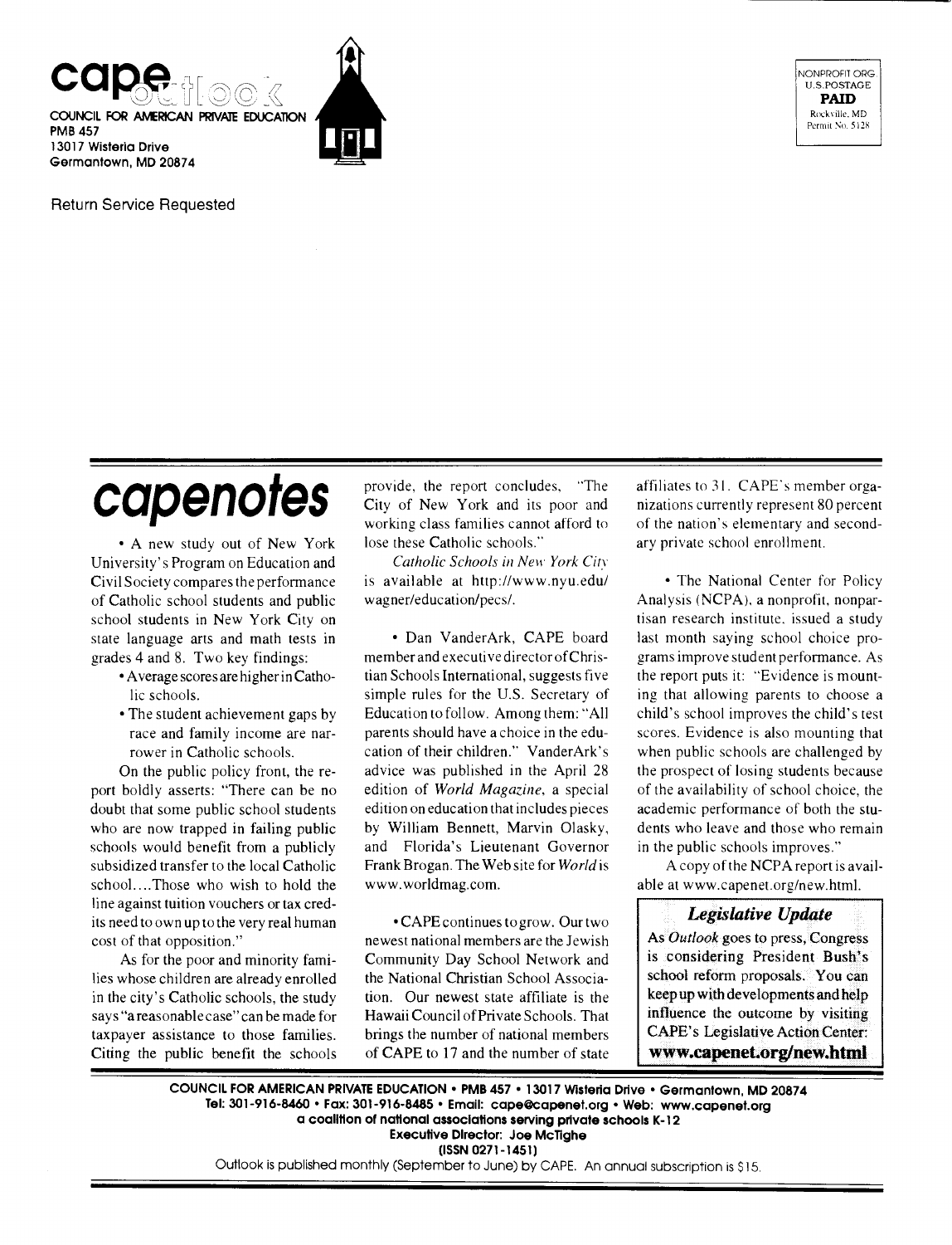**cape outlook**

COUNCIL FOR AMERICAN PRIVATE EDUCATION
PMB 457
13017 Wisteria Drive
Germantown, MD 20874

Return Service Requested

NONPROFIT ORG
U.S.POSTAGE
**PAID**
Rockville, MD
Permit No. 5128

# capenotes

• A new study out of New York University's Program on Education and Civil Society compares the performance of Catholic school students and public school students in New York City on state language arts and math tests in grades 4 and 8. Two key findings:

- Average scores are higher in Catholic schools.
- The student achievement gaps by race and family income are narrower in Catholic schools.

On the public policy front, the report boldly asserts: "There can be no doubt that some public school students who are now trapped in failing public schools would benefit from a publicly subsidized transfer to the local Catholic school....Those who wish to hold the line against tuition vouchers or tax credits need to own up to the very real human cost of that opposition."

As for the poor and minority families whose children are already enrolled in the city's Catholic schools, the study says "a reasonable case" can be made for taxpayer assistance to those families. Citing the public benefit the schools provide, the report concludes, "The City of New York and its poor and working class families cannot afford to lose these Catholic schools."

*Catholic Schools in New York City* is available at http://www.nyu.edu/wagner/education/pecs/.

• Dan VanderArk, CAPE board member and executive director of Christian Schools International, suggests five simple rules for the U.S. Secretary of Education to follow. Among them: "All parents should have a choice in the education of their children." VanderArk's advice was published in the April 28 edition of *World Magazine*, a special edition on education that includes pieces by William Bennett, Marvin Olasky, and Florida's Lieutenant Governor Frank Brogan. The Web site for *World* is www.worldmag.com.

• CAPE continues to grow. Our two newest national members are the Jewish Community Day School Network and the National Christian School Association. Our newest state affiliate is the Hawaii Council of Private Schools. That brings the number of national members of CAPE to 17 and the number of state affiliates to 31. CAPE's member organizations currently represent 80 percent of the nation's elementary and secondary private school enrollment.

• The National Center for Policy Analysis (NCPA), a nonprofit, nonpartisan research institute, issued a study last month saying school choice programs improve student performance. As the report puts it: "Evidence is mounting that allowing parents to choose a child's school improves the child's test scores. Evidence is also mounting that when public schools are challenged by the prospect of losing students because of the availability of school choice, the academic performance of both the students who leave and those who remain in the public schools improves."

A copy of the NCPA report is available at www.capenet.org/new.html.

### *Legislative Update*

As *Outlook* goes to press, Congress is considering President Bush's school reform proposals. You can keep up with developments and help influence the outcome by visiting CAPE's Legislative Action Center: **www.capenet.org/new.html**

**COUNCIL FOR AMERICAN PRIVATE EDUCATION • PMB 457 • 13017 Wisteria Drive • Germantown, MD 20874**
**Tel: 301-916-8460 • Fax: 301-916-8485 • Email: cape@capenet.org • Web: www.capenet.org**
**a coalition of national associations serving private schools K-12**
**Executive Director: Joe McTighe**
**(ISSN 0271-1451)**
Outlook is published monthly (September to June) by CAPE. An annual subscription is $15.